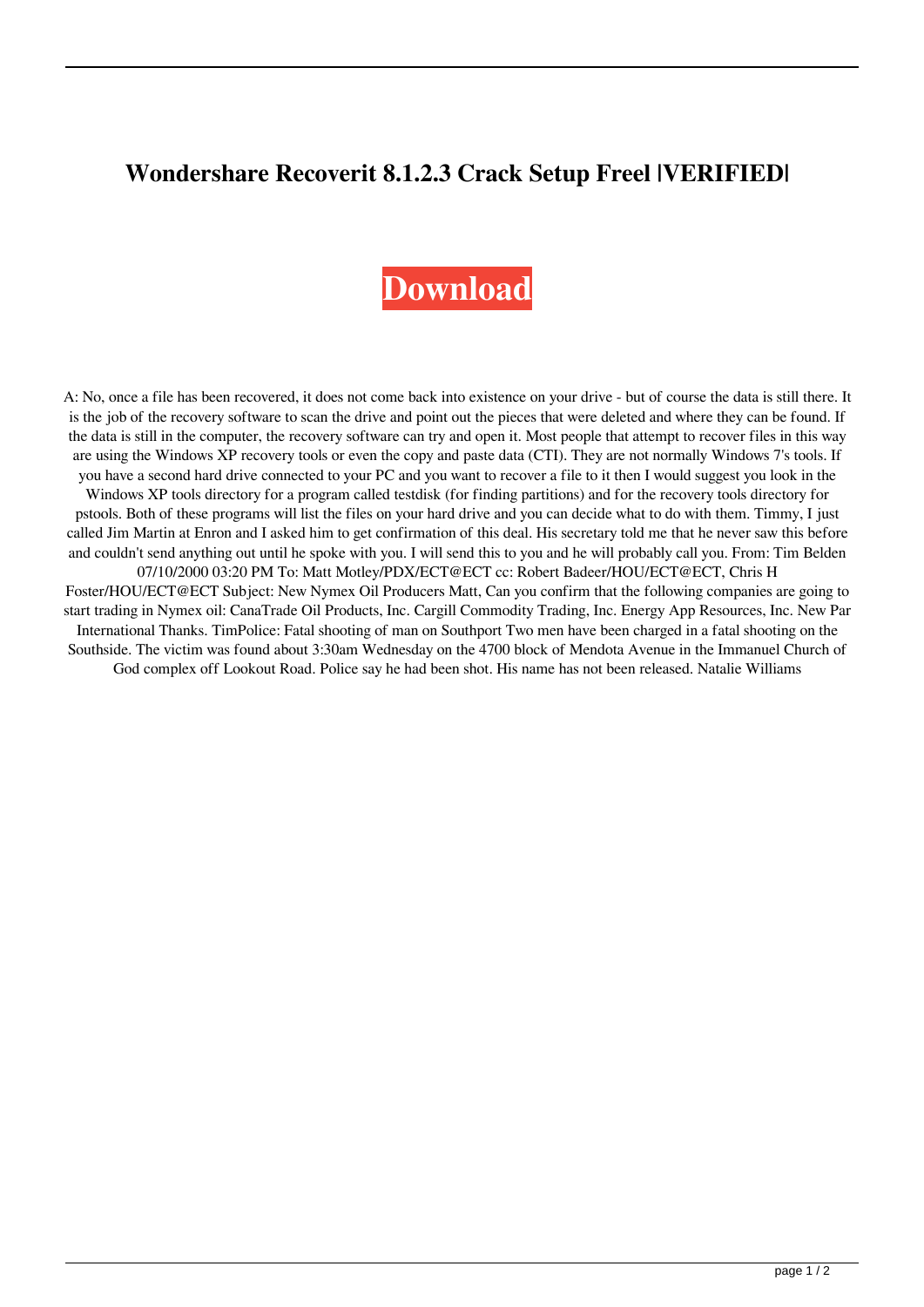# Wondershare Recoverit 8.1.2.3 Crack Setup Freel |VERIFIED|

**Download**

A: No, once a file has been recovered, it does not come back into existence on your drive - but of course the data is still there. It is the job of the recovery software to scan the drive and point out the pieces that were deleted and where they can be found. If the data is still in the computer, the recovery software can try and open it. Most people that attempt to recover files in this way are using the Windows XP recovery tools or even the copy and paste data (CTI). They are not normally Windows 7's tools. If you have a second hard drive connected to your PC and you want to recover a file to it then I would suggest you look in the Windows XP tools directory for a program called testdisk (for finding partitions) and for the recovery tools directory for pstools. Both of these programs will list the files on your hard drive and you can decide what to do with them. Timmy, I just called Jim Martin at Enron and I asked him to get confirmation of this deal. His secretary told me that he never saw this before and couldn't send anything out until he spoke with you. I will send this to you and he will probably call you. From: Tim Belden 07/10/2000 03:20 PM To: Matt Motley/PDX/ECT@ECT cc: Robert Badeer/HOU/ECT@ECT, Chris H Foster/HOU/ECT@ECT Subject: New Nymex Oil Producers Matt, Can you confirm that the following companies are going to start trading in Nymex oil: CanaTrade Oil Products, Inc. Cargill Commodity Trading, Inc. Energy App Resources, Inc. New Par International Thanks. TimPolice: Fatal shooting of man on Southport Two men have been charged in a fatal shooting on the Southside. The victim was found about 3:30am Wednesday on the 4700 block of Mendota Avenue in the Immanuel Church of God complex off Lookout Road. Police say he had been shot. His name has not been released. Natalie Williams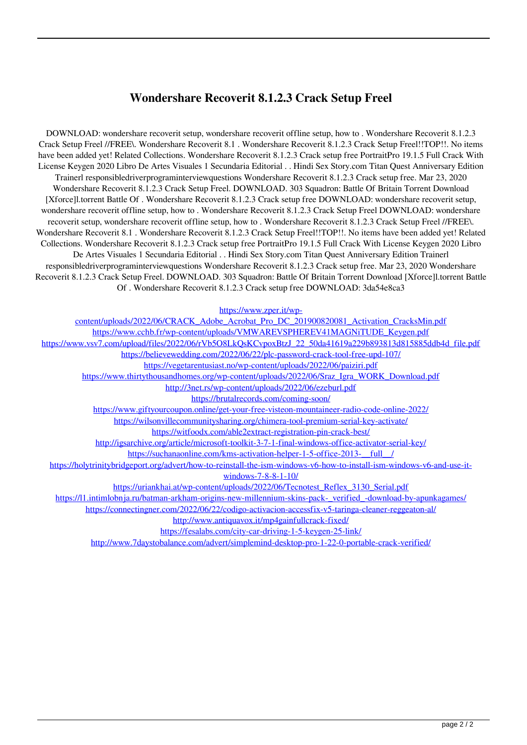# Wondershare Recoverit 8.1.2.3 Crack Setup Freel

DOWNLOAD: wondershare recoverit setup, wondershare recoverit offline setup, how to . Wondershare Recoverit 8.1.2.3 Crack Setup Freel //FREE\. Wondershare Recoverit 8.1 . Wondershare Recoverit 8.1.2.3 Crack Setup Freel!!TOP!!. No items have been added yet! Related Collections. Wondershare Recoverit 8.1.2.3 Crack setup free PortraitPro 19.1.5 Full Crack With License Keygen 2020 Libro De Artes Visuales 1 Secundaria Editorial . . Hindi Sex Story.com Titan Quest Anniversary Edition Trainerl responsibledriverprograminterviewquestions Wondershare Recoverit 8.1.2.3 Crack setup free. Mar 23, 2020 Wondershare Recoverit 8.1.2.3 Crack Setup Freel. DOWNLOAD. 303 Squadron: Battle Of Britain Torrent Download [Xforce]l.torrent Battle Of . Wondershare Recoverit 8.1.2.3 Crack setup free DOWNLOAD: wondershare recoverit setup, wondershare recoverit offline setup, how to . Wondershare Recoverit 8.1.2.3 Crack Setup Freel DOWNLOAD: wondershare recoverit setup, wondershare recoverit offline setup, how to . Wondershare Recoverit 8.1.2.3 Crack Setup Freel //FREE\. Wondershare Recoverit 8.1 . Wondershare Recoverit 8.1.2.3 Crack Setup Freel!!TOP!!. No items have been added yet! Related Collections. Wondershare Recoverit 8.1.2.3 Crack setup free PortraitPro 19.1.5 Full Crack With License Keygen 2020 Libro De Artes Visuales 1 Secundaria Editorial . . Hindi Sex Story.com Titan Quest Anniversary Edition Trainerl responsibledriverprograminterviewquestions Wondershare Recoverit 8.1.2.3 Crack setup free. Mar 23, 2020 Wondershare Recoverit 8.1.2.3 Crack Setup Freel. DOWNLOAD. 303 Squadron: Battle Of Britain Torrent Download [Xforce]l.torrent Battle Of . Wondershare Recoverit 8.1.2.3 Crack setup free DOWNLOAD: 3da54e8ca3

https://www.zper.it/wp-content/uploads/2022/06/CRACK_Adobe_Acrobat_Pro_DC_201900820081_Activation_CracksMin.pdf
https://www.cchb.fr/wp-content/uploads/VMWAREVSPHEREV41MAGNiTUDE_Keygen.pdf
https://www.vsv7.com/upload/files/2022/06/rVb5O8LkQsKCvpoxBtzJ_22_50da41619a229b893813d815885ddb4d_file.pdf
https://believewedding.com/2022/06/22/plc-password-crack-tool-free-upd-107/
https://vegetarentusiast.no/wp-content/uploads/2022/06/paiziri.pdf
https://www.thirtythousandhomes.org/wp-content/uploads/2022/06/Sraz_Igra_WORK_Download.pdf
http://3net.rs/wp-content/uploads/2022/06/ezeburl.pdf
https://brutalrecords.com/coming-soon/
https://www.giftyourcoupon.online/get-your-free-visteon-mountaineer-radio-code-online-2022/
https://wilsonvillecommunitysharing.org/chimera-tool-premium-serial-key-activate/
https://witfoodx.com/able2extract-registration-pin-crack-best/
http://igsarchive.org/article/microsoft-toolkit-3-7-1-final-windows-office-activator-serial-key/
https://suchanaonline.com/kms-activation-helper-1-5-office-2013-__full__/
https://holytrinitybridgeport.org/advert/how-to-reinstall-the-ism-windows-v6-how-to-install-ism-windows-v6-and-use-it-windows-7-8-8-1-10/
https://uriankhai.at/wp-content/uploads/2022/06/Tecnotest_Reflex_3130_Serial.pdf
https://l1.intimlobnja.ru/batman-arkham-origins-new-millennium-skins-pack-_verified_-download-by-apunkagames/
https://connectingner.com/2022/06/22/codigo-activacion-accessfix-v5-taringa-cleaner-reggeaton-al/
http://www.antiquavox.it/mp4gainfullcrack-fixed/
https://fesalabs.com/city-car-driving-1-5-keygen-25-link/
http://www.7daystobalance.com/advert/simplemind-desktop-pro-1-22-0-portable-crack-verified/